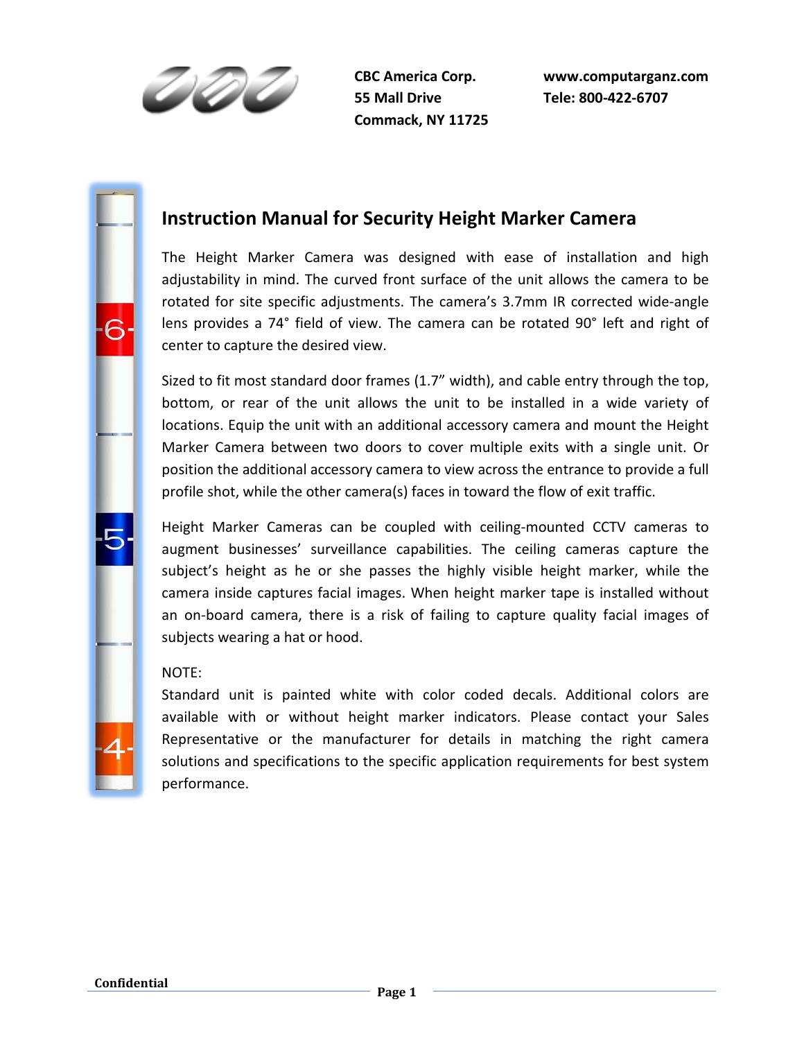**CBC America Corp.**
**55 Mall Drive**
**Commack, NY 11725**

**www.computarganz.com**
**Tele: 800-422-6707**

## Instruction Manual for Security Height Marker Camera

The Height Marker Camera was designed with ease of installation and high adjustability in mind. The curved front surface of the unit allows the camera to be rotated for site specific adjustments. The camera's 3.7mm IR corrected wide-angle lens provides a 74° field of view. The camera can be rotated 90° left and right of center to capture the desired view.

Sized to fit most standard door frames (1.7" width), and cable entry through the top, bottom, or rear of the unit allows the unit to be installed in a wide variety of locations. Equip the unit with an additional accessory camera and mount the Height Marker Camera between two doors to cover multiple exits with a single unit. Or position the additional accessory camera to view across the entrance to provide a full profile shot, while the other camera(s) faces in toward the flow of exit traffic.

Height Marker Cameras can be coupled with ceiling-mounted CCTV cameras to augment businesses' surveillance capabilities. The ceiling cameras capture the subject's height as he or she passes the highly visible height marker, while the camera inside captures facial images. When height marker tape is installed without an on-board camera, there is a risk of failing to capture quality facial images of subjects wearing a hat or hood.

NOTE:
Standard unit is painted white with color coded decals. Additional colors are available with or without height marker indicators. Please contact your Sales Representative or the manufacturer for details in matching the right camera solutions and specifications to the specific application requirements for best system performance.

**Confidential**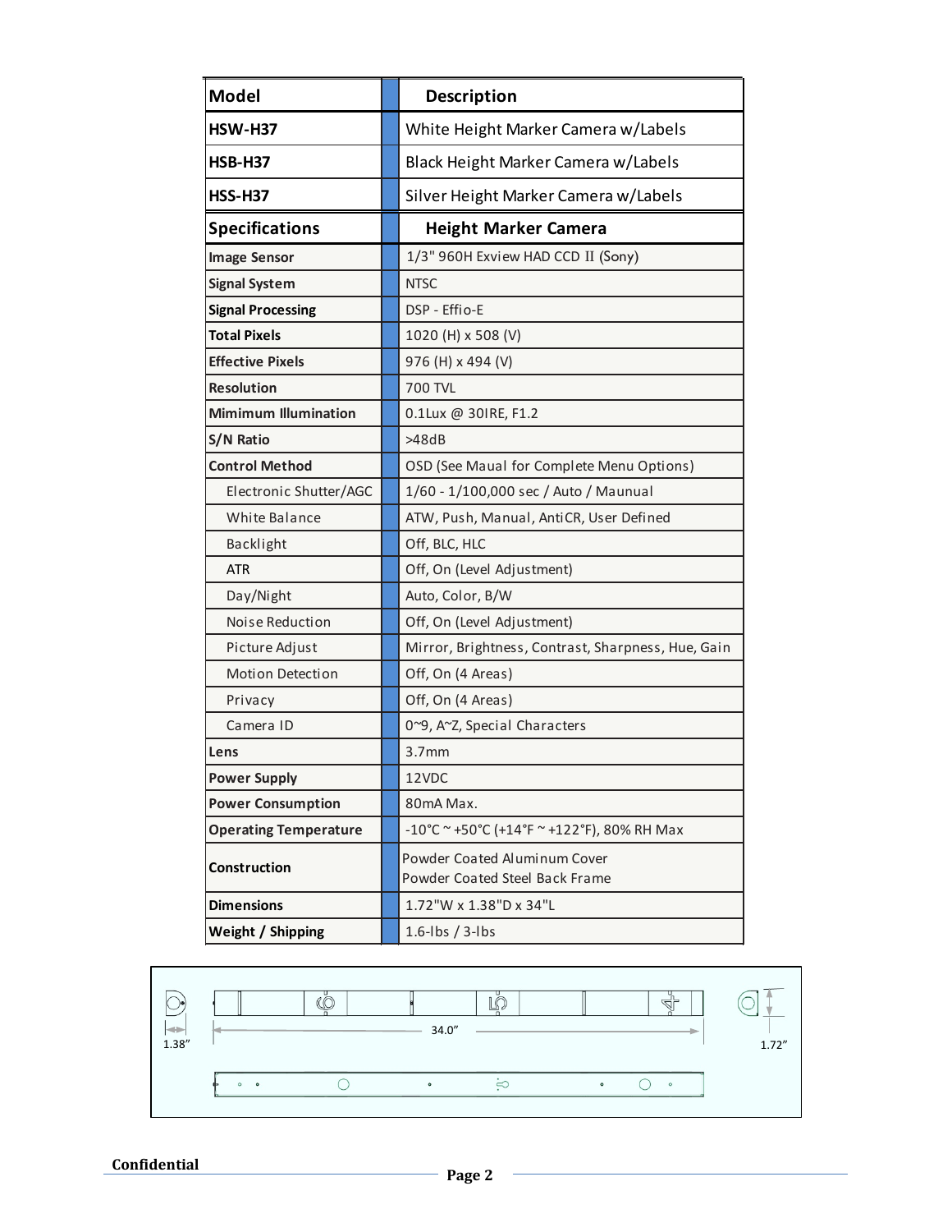| Model | Description |
|---|---|
| HSW-H37 | White Height Marker Camera w/Labels |
| HSB-H37 | Black Height Marker Camera w/Labels |
| HSS-H37 | Silver Height Marker Camera w/Labels |

| Specifications | Height Marker Camera |
|---|---|
| Image Sensor | 1/3" 960H Exview HAD CCD II (Sony) |
| Signal System | NTSC |
| Signal Processing | DSP - Effio-E |
| Total Pixels | 1020 (H) x 508 (V) |
| Effective Pixels | 976 (H) x 494 (V) |
| Resolution | 700 TVL |
| Mimimum Illumination | 0.1Lux @ 30IRE, F1.2 |
| S/N Ratio | >48dB |
| Control Method | OSD (See Maual for Complete Menu Options) |
| Electronic Shutter/AGC | 1/60 - 1/100,000 sec / Auto / Maunual |
| White Balance | ATW, Push, Manual, AntiCR, User Defined |
| Backlight | Off, BLC, HLC |
| ATR | Off, On (Level Adjustment) |
| Day/Night | Auto, Color, B/W |
| Noise Reduction | Off, On (Level Adjustment) |
| Picture Adjust | Mirror, Brightness, Contrast, Sharpness, Hue, Gain |
| Motion Detection | Off, On (4 Areas) |
| Privacy | Off, On (4 Areas) |
| Camera ID | 0~9, A~Z, Special Characters |
| Lens | 3.7mm |
| Power Supply | 12VDC |
| Power Consumption | 80mA Max. |
| Operating Temperature | -10°C ~ +50°C (+14°F ~ +122°F), 80% RH Max |
| Construction | Powder Coated Aluminum Cover<br>Powder Coated Steel Back Frame |
| Dimensions | 1.72"W x 1.38"D x 34"L |
| Weight / Shipping | 1.6-lbs / 3-lbs |

1.38"   34.0"   1.72"

Confidential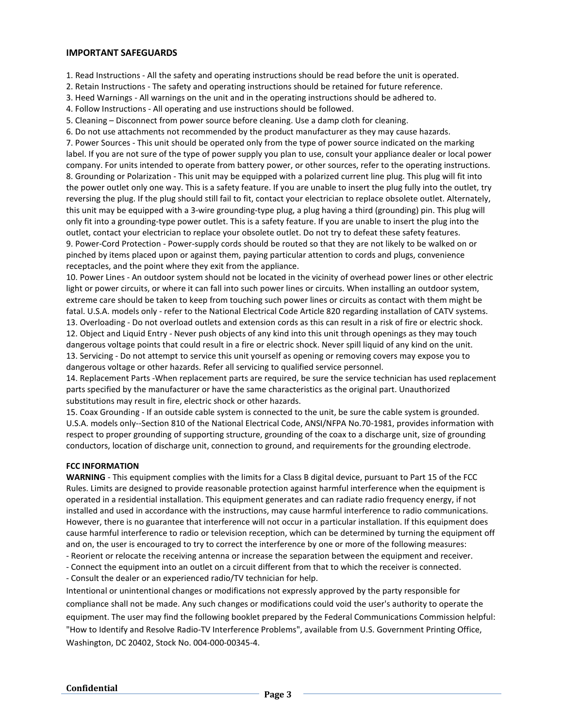## IMPORTANT SAFEGUARDS

1. Read Instructions - All the safety and operating instructions should be read before the unit is operated.
2. Retain Instructions - The safety and operating instructions should be retained for future reference.
3. Heed Warnings - All warnings on the unit and in the operating instructions should be adhered to.
4. Follow Instructions - All operating and use instructions should be followed.
5. Cleaning – Disconnect from power source before cleaning. Use a damp cloth for cleaning.
6. Do not use attachments not recommended by the product manufacturer as they may cause hazards.
7. Power Sources - This unit should be operated only from the type of power source indicated on the marking label. If you are not sure of the type of power supply you plan to use, consult your appliance dealer or local power company. For units intended to operate from battery power, or other sources, refer to the operating instructions.
8. Grounding or Polarization - This unit may be equipped with a polarized current line plug. This plug will fit into the power outlet only one way. This is a safety feature. If you are unable to insert the plug fully into the outlet, try reversing the plug. If the plug should still fail to fit, contact your electrician to replace obsolete outlet. Alternately, this unit may be equipped with a 3-wire grounding-type plug, a plug having a third (grounding) pin. This plug will only fit into a grounding-type power outlet. This is a safety feature. If you are unable to insert the plug into the outlet, contact your electrician to replace your obsolete outlet. Do not try to defeat these safety features.
9. Power-Cord Protection - Power-supply cords should be routed so that they are not likely to be walked on or pinched by items placed upon or against them, paying particular attention to cords and plugs, convenience receptacles, and the point where they exit from the appliance.
10. Power Lines - An outdoor system should not be located in the vicinity of overhead power lines or other electric light or power circuits, or where it can fall into such power lines or circuits. When installing an outdoor system, extreme care should be taken to keep from touching such power lines or circuits as contact with them might be fatal. U.S.A. models only - refer to the National Electrical Code Article 820 regarding installation of CATV systems.
13. Overloading - Do not overload outlets and extension cords as this can result in a risk of fire or electric shock.
12. Object and Liquid Entry - Never push objects of any kind into this unit through openings as they may touch dangerous voltage points that could result in a fire or electric shock. Never spill liquid of any kind on the unit.
13. Servicing - Do not attempt to service this unit yourself as opening or removing covers may expose you to dangerous voltage or other hazards. Refer all servicing to qualified service personnel.
14. Replacement Parts -When replacement parts are required, be sure the service technician has used replacement parts specified by the manufacturer or have the same characteristics as the original part. Unauthorized substitutions may result in fire, electric shock or other hazards.
15. Coax Grounding - If an outside cable system is connected to the unit, be sure the cable system is grounded. U.S.A. models only--Section 810 of the National Electrical Code, ANSI/NFPA No.70-1981, provides information with respect to proper grounding of supporting structure, grounding of the coax to a discharge unit, size of grounding conductors, location of discharge unit, connection to ground, and requirements for the grounding electrode.

### FCC INFORMATION

**WARNING** - This equipment complies with the limits for a Class B digital device, pursuant to Part 15 of the FCC Rules. Limits are designed to provide reasonable protection against harmful interference when the equipment is operated in a residential installation. This equipment generates and can radiate radio frequency energy, if not installed and used in accordance with the instructions, may cause harmful interference to radio communications. However, there is no guarantee that interference will not occur in a particular installation. If this equipment does cause harmful interference to radio or television reception, which can be determined by turning the equipment off and on, the user is encouraged to try to correct the interference by one or more of the following measures:

- Reorient or relocate the receiving antenna or increase the separation between the equipment and receiver.
- Connect the equipment into an outlet on a circuit different from that to which the receiver is connected.
- Consult the dealer or an experienced radio/TV technician for help.

Intentional or unintentional changes or modifications not expressly approved by the party responsible for compliance shall not be made. Any such changes or modifications could void the user's authority to operate the equipment. The user may find the following booklet prepared by the Federal Communications Commission helpful: "How to Identify and Resolve Radio-TV Interference Problems", available from U.S. Government Printing Office, Washington, DC 20402, Stock No. 004-000-00345-4.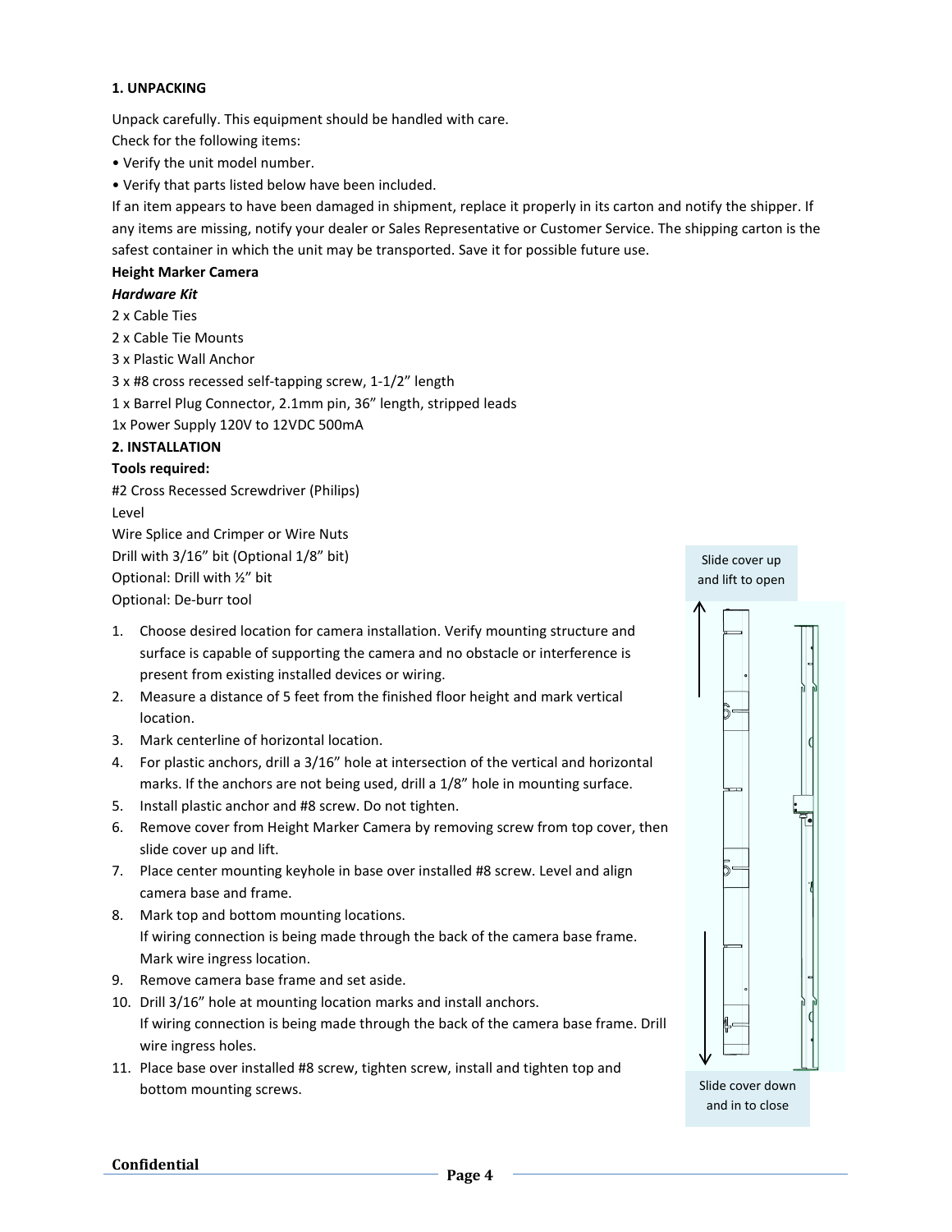**1. UNPACKING**

Unpack carefully. This equipment should be handled with care.

Check for the following items:

- Verify the unit model number.
- Verify that parts listed below have been included.

If an item appears to have been damaged in shipment, replace it properly in its carton and notify the shipper. If any items are missing, notify your dealer or Sales Representative or Customer Service. The shipping carton is the safest container in which the unit may be transported. Save it for possible future use.

**Height Marker Camera**

***Hardware Kit***

2 x Cable Ties

2 x Cable Tie Mounts

3 x Plastic Wall Anchor

3 x #8 cross recessed self-tapping screw, 1-1/2" length

1 x Barrel Plug Connector, 2.1mm pin, 36" length, stripped leads

1x Power Supply 120V to 12VDC 500mA

**2. INSTALLATION**

**Tools required:**

#2 Cross Recessed Screwdriver (Philips)

Level

Wire Splice and Crimper or Wire Nuts

Drill with 3/16" bit (Optional 1/8" bit)

Optional: Drill with ½" bit

Optional: De-burr tool

1. Choose desired location for camera installation. Verify mounting structure and surface is capable of supporting the camera and no obstacle or interference is present from existing installed devices or wiring.
2. Measure a distance of 5 feet from the finished floor height and mark vertical location.
3. Mark centerline of horizontal location.
4. For plastic anchors, drill a 3/16" hole at intersection of the vertical and horizontal marks. If the anchors are not being used, drill a 1/8" hole in mounting surface.
5. Install plastic anchor and #8 screw. Do not tighten.
6. Remove cover from Height Marker Camera by removing screw from top cover, then slide cover up and lift.
7. Place center mounting keyhole in base over installed #8 screw. Level and align camera base and frame.
8. Mark top and bottom mounting locations.
   If wiring connection is being made through the back of the camera base frame. Mark wire ingress location.
9. Remove camera base frame and set aside.
10. Drill 3/16" hole at mounting location marks and install anchors.
    If wiring connection is being made through the back of the camera base frame. Drill wire ingress holes.
11. Place base over installed #8 screw, tighten screw, install and tighten top and bottom mounting screws.

Slide cover up and lift to open

Slide cover down and in to close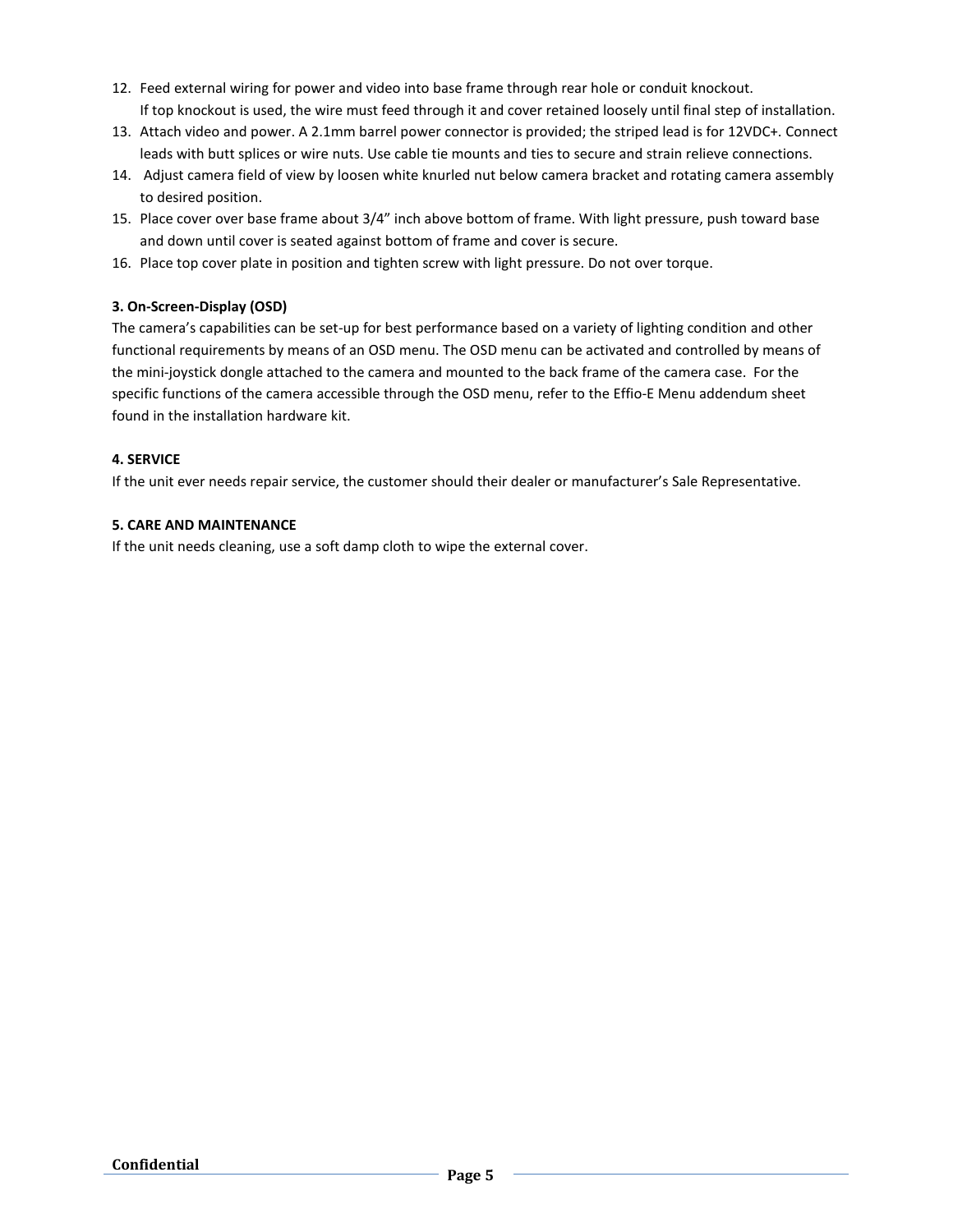12. Feed external wiring for power and video into base frame through rear hole or conduit knockout. If top knockout is used, the wire must feed through it and cover retained loosely until final step of installation.
13. Attach video and power. A 2.1mm barrel power connector is provided; the striped lead is for 12VDC+. Connect leads with butt splices or wire nuts. Use cable tie mounts and ties to secure and strain relieve connections.
14. Adjust camera field of view by loosen white knurled nut below camera bracket and rotating camera assembly to desired position.
15. Place cover over base frame about 3/4" inch above bottom of frame. With light pressure, push toward base and down until cover is seated against bottom of frame and cover is secure.
16. Place top cover plate in position and tighten screw with light pressure. Do not over torque.

**3. On-Screen-Display (OSD)**

The camera's capabilities can be set-up for best performance based on a variety of lighting condition and other functional requirements by means of an OSD menu. The OSD menu can be activated and controlled by means of the mini-joystick dongle attached to the camera and mounted to the back frame of the camera case. For the specific functions of the camera accessible through the OSD menu, refer to the Effio-E Menu addendum sheet found in the installation hardware kit.

**4. SERVICE**

If the unit ever needs repair service, the customer should their dealer or manufacturer's Sale Representative.

**5. CARE AND MAINTENANCE**

If the unit needs cleaning, use a soft damp cloth to wipe the external cover.

**Confidential**